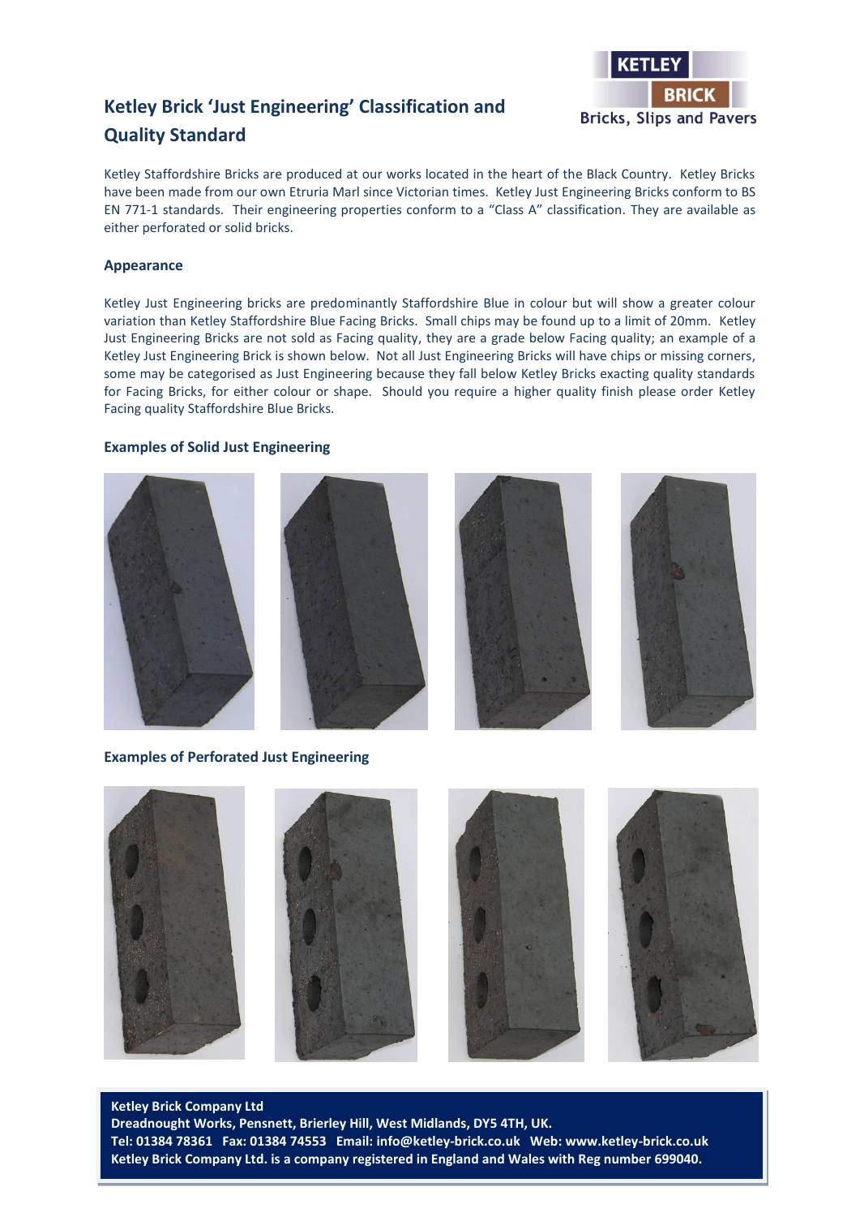# Ketley Brick 'Just Engineering' Classification and Quality Standard

KETLEY BRICK
Bricks, Slips and Pavers

Ketley Staffordshire Bricks are produced at our works located in the heart of the Black Country. Ketley Bricks have been made from our own Etruria Marl since Victorian times. Ketley Just Engineering Bricks conform to BS EN 771-1 standards. Their engineering properties conform to a "Class A" classification. They are available as either perforated or solid bricks.

## Appearance

Ketley Just Engineering bricks are predominantly Staffordshire Blue in colour but will show a greater colour variation than Ketley Staffordshire Blue Facing Bricks. Small chips may be found up to a limit of 20mm. Ketley Just Engineering Bricks are not sold as Facing quality, they are a grade below Facing quality; an example of a Ketley Just Engineering Brick is shown below. Not all Just Engineering Bricks will have chips or missing corners, some may be categorised as Just Engineering because they fall below Ketley Bricks exacting quality standards for Facing Bricks, for either colour or shape. Should you require a higher quality finish please order Ketley Facing quality Staffordshire Blue Bricks.

## Examples of Solid Just Engineering

## Examples of Perforated Just Engineering

**Ketley Brick Company Ltd**
**Dreadnought Works, Pensnett, Brierley Hill, West Midlands, DY5 4TH, UK.**
**Tel: 01384 78361 Fax: 01384 74553 Email: info@ketley-brick.co.uk Web: www.ketley-brick.co.uk**
**Ketley Brick Company Ltd. is a company registered in England and Wales with Reg number 699040.**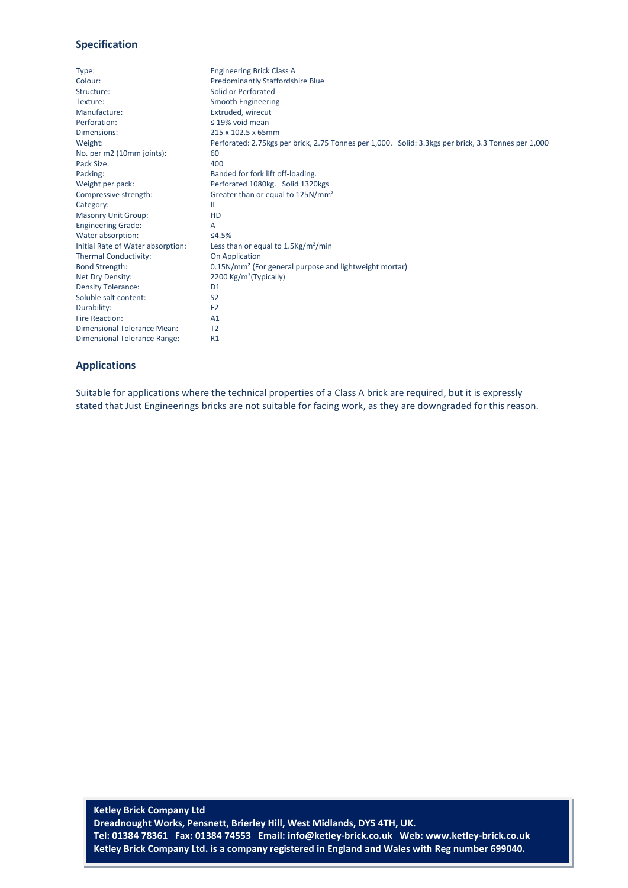## Specification

| | |
|---|---|
| Type: | Engineering Brick Class A |
| Colour: | Predominantly Staffordshire Blue |
| Structure: | Solid or Perforated |
| Texture: | Smooth Engineering |
| Manufacture: | Extruded, wirecut |
| Perforation: | ≤ 19% void mean |
| Dimensions: | 215 x 102.5 x 65mm |
| Weight: | Perforated: 2.75kgs per brick, 2.75 Tonnes per 1,000. Solid: 3.3kgs per brick, 3.3 Tonnes per 1,000 |
| No. per m2 (10mm joints): | 60 |
| Pack Size: | 400 |
| Packing: | Banded for fork lift off-loading. |
| Weight per pack: | Perforated 1080kg. Solid 1320kgs |
| Compressive strength: | Greater than or equal to 125N/mm² |
| Category: | II |
| Masonry Unit Group: | HD |
| Engineering Grade: | A |
| Water absorption: | ≤4.5% |
| Initial Rate of Water absorption: | Less than or equal to 1.5Kg/m²/min |
| Thermal Conductivity: | On Application |
| Bond Strength: | 0.15N/mm² (For general purpose and lightweight mortar) |
| Net Dry Density: | 2200 Kg/m³(Typically) |
| Density Tolerance: | D1 |
| Soluble salt content: | S2 |
| Durability: | F2 |
| Fire Reaction: | A1 |
| Dimensional Tolerance Mean: | T2 |
| Dimensional Tolerance Range: | R1 |

## Applications

Suitable for applications where the technical properties of a Class A brick are required, but it is expressly stated that Just Engineerings bricks are not suitable for facing work, as they are downgraded for this reason.

**Ketley Brick Company Ltd**
**Dreadnought Works, Pensnett, Brierley Hill, West Midlands, DY5 4TH, UK.**
**Tel: 01384 78361 Fax: 01384 74553 Email: info@ketley-brick.co.uk Web: www.ketley-brick.co.uk**
**Ketley Brick Company Ltd. is a company registered in England and Wales with Reg number 699040.**